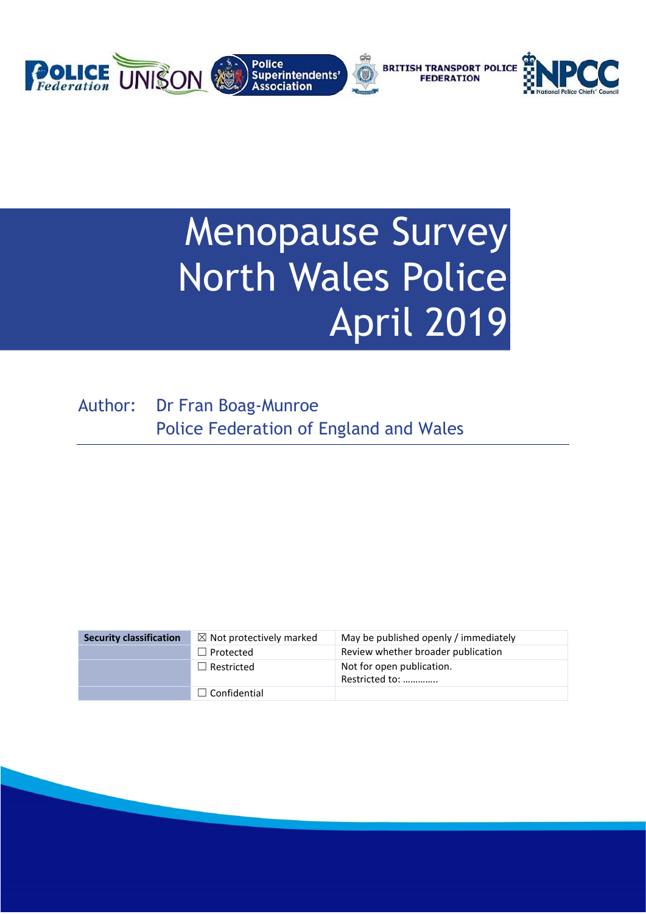# Menopause Survey North Wales Police April 2019

Author: Dr Fran Boag-Munroe
Police Federation of England and Wales

| Security classification | ☒ Not protectively marked | May be published openly / immediately |
|---|---|---|
| | ☐ Protected | Review whether broader publication |
| | ☐ Restricted | Not for open publication. Restricted to: ………….. |
| | ☐ Confidential | |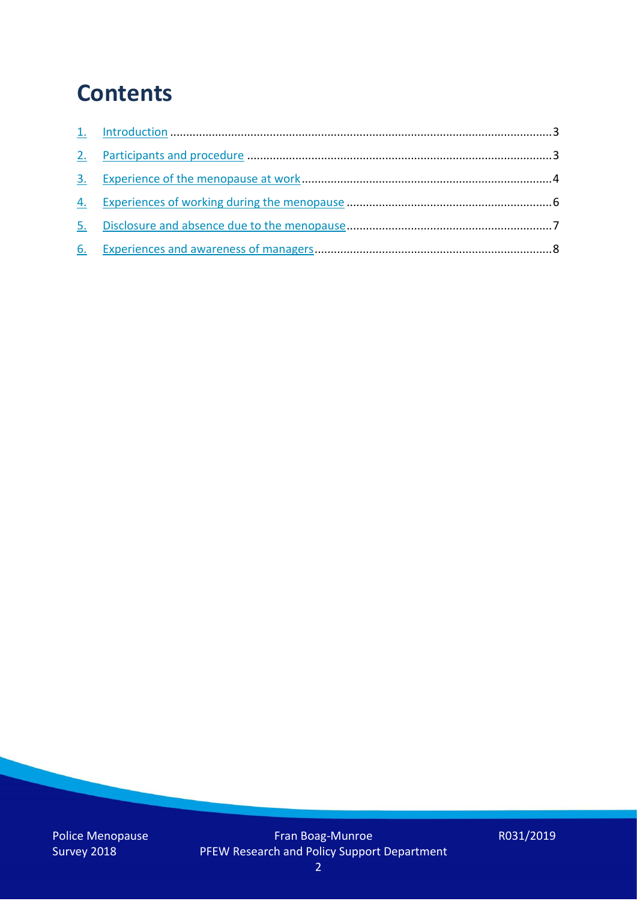# Contents

1. Introduction ........................................................ 3
2. Participants and procedure ........................................................ 3
3. Experience of the menopause at work ........................................................ 4
4. Experiences of working during the menopause ........................................................ 6
5. Disclosure and absence due to the menopause ........................................................ 7
6. Experiences and awareness of managers ........................................................ 8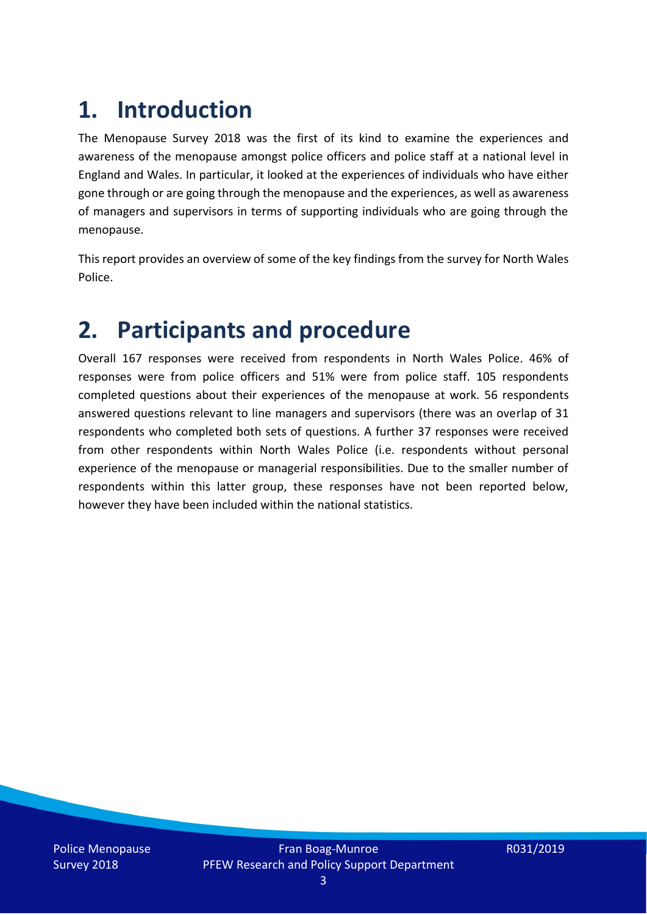# 1. Introduction

The Menopause Survey 2018 was the first of its kind to examine the experiences and awareness of the menopause amongst police officers and police staff at a national level in England and Wales. In particular, it looked at the experiences of individuals who have either gone through or are going through the menopause and the experiences, as well as awareness of managers and supervisors in terms of supporting individuals who are going through the menopause.

This report provides an overview of some of the key findings from the survey for North Wales Police.

# 2. Participants and procedure

Overall 167 responses were received from respondents in North Wales Police. 46% of responses were from police officers and 51% were from police staff. 105 respondents completed questions about their experiences of the menopause at work. 56 respondents answered questions relevant to line managers and supervisors (there was an overlap of 31 respondents who completed both sets of questions. A further 37 responses were received from other respondents within North Wales Police (i.e. respondents without personal experience of the menopause or managerial responsibilities. Due to the smaller number of respondents within this latter group, these responses have not been reported below, however they have been included within the national statistics.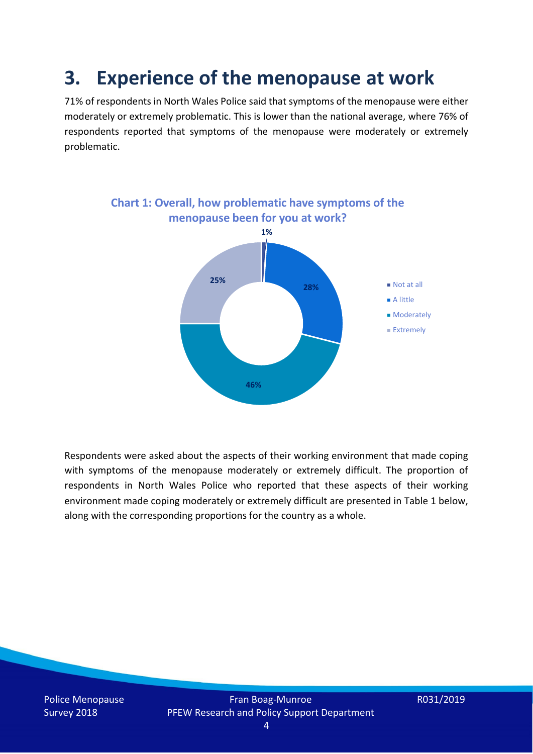# 3. Experience of the menopause at work

71% of respondents in North Wales Police said that symptoms of the menopause were either moderately or extremely problematic. This is lower than the national average, where 76% of respondents reported that symptoms of the menopause were moderately or extremely problematic.

**Chart 1: Overall, how problematic have symptoms of the menopause been for you at work?**

| Response | Percentage |
| --- | --- |
| Not at all | 1% |
| A little | 28% |
| Moderately | 46% |
| Extremely | 25% |

Respondents were asked about the aspects of their working environment that made coping with symptoms of the menopause moderately or extremely difficult. The proportion of respondents in North Wales Police who reported that these aspects of their working environment made coping moderately or extremely difficult are presented in Table 1 below, along with the corresponding proportions for the country as a whole.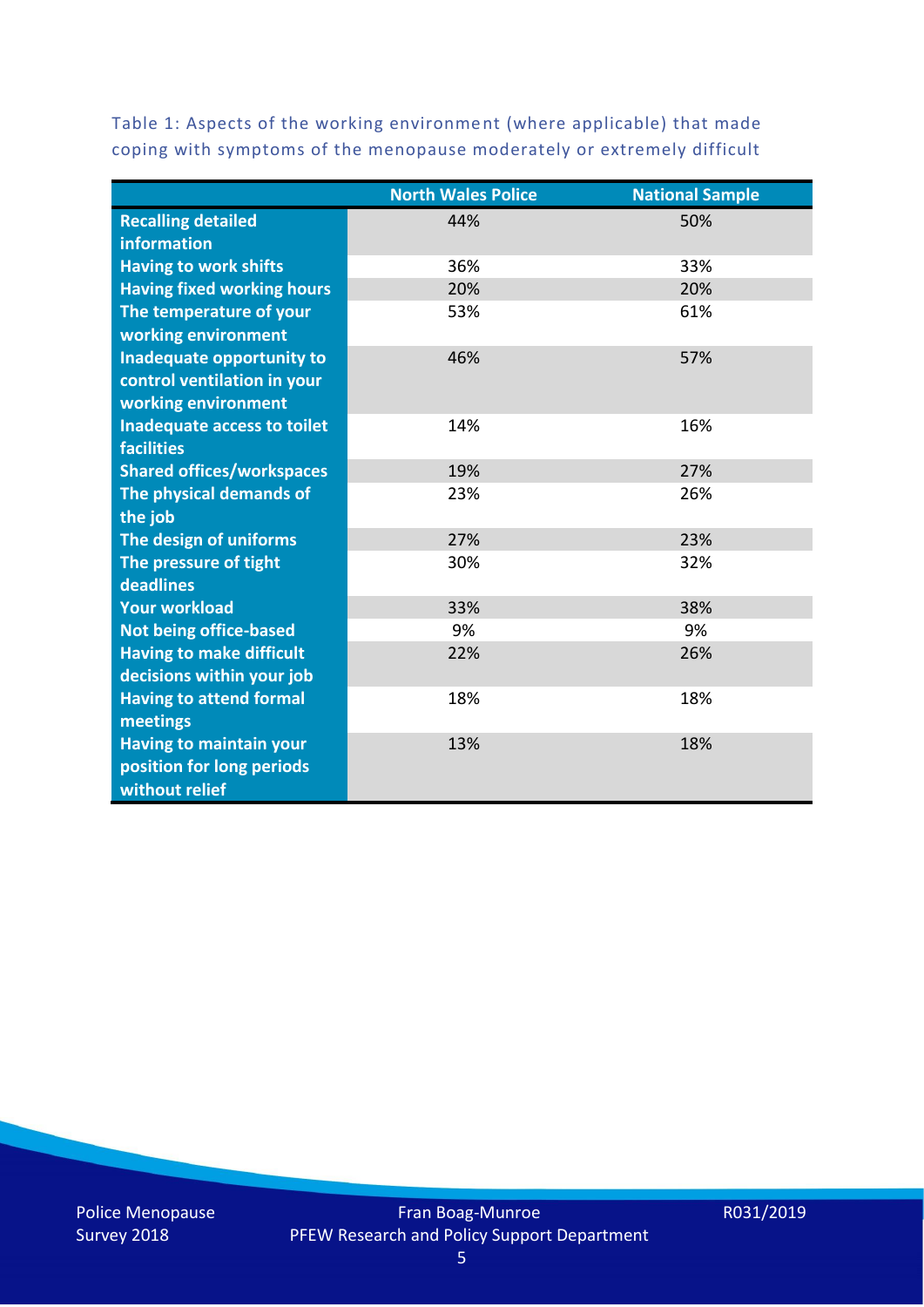Table 1: Aspects of the working environment (where applicable) that made coping with symptoms of the menopause moderately or extremely difficult

| | North Wales Police | National Sample |
|---|---|---|
| **Recalling detailed information** | 44% | 50% |
| **Having to work shifts** | 36% | 33% |
| **Having fixed working hours** | 20% | 20% |
| **The temperature of your working environment** | 53% | 61% |
| **Inadequate opportunity to control ventilation in your working environment** | 46% | 57% |
| **Inadequate access to toilet facilities** | 14% | 16% |
| **Shared offices/workspaces** | 19% | 27% |
| **The physical demands of the job** | 23% | 26% |
| **The design of uniforms** | 27% | 23% |
| **The pressure of tight deadlines** | 30% | 32% |
| **Your workload** | 33% | 38% |
| **Not being office-based** | 9% | 9% |
| **Having to make difficult decisions within your job** | 22% | 26% |
| **Having to attend formal meetings** | 18% | 18% |
| **Having to maintain your position for long periods without relief** | 13% | 18% |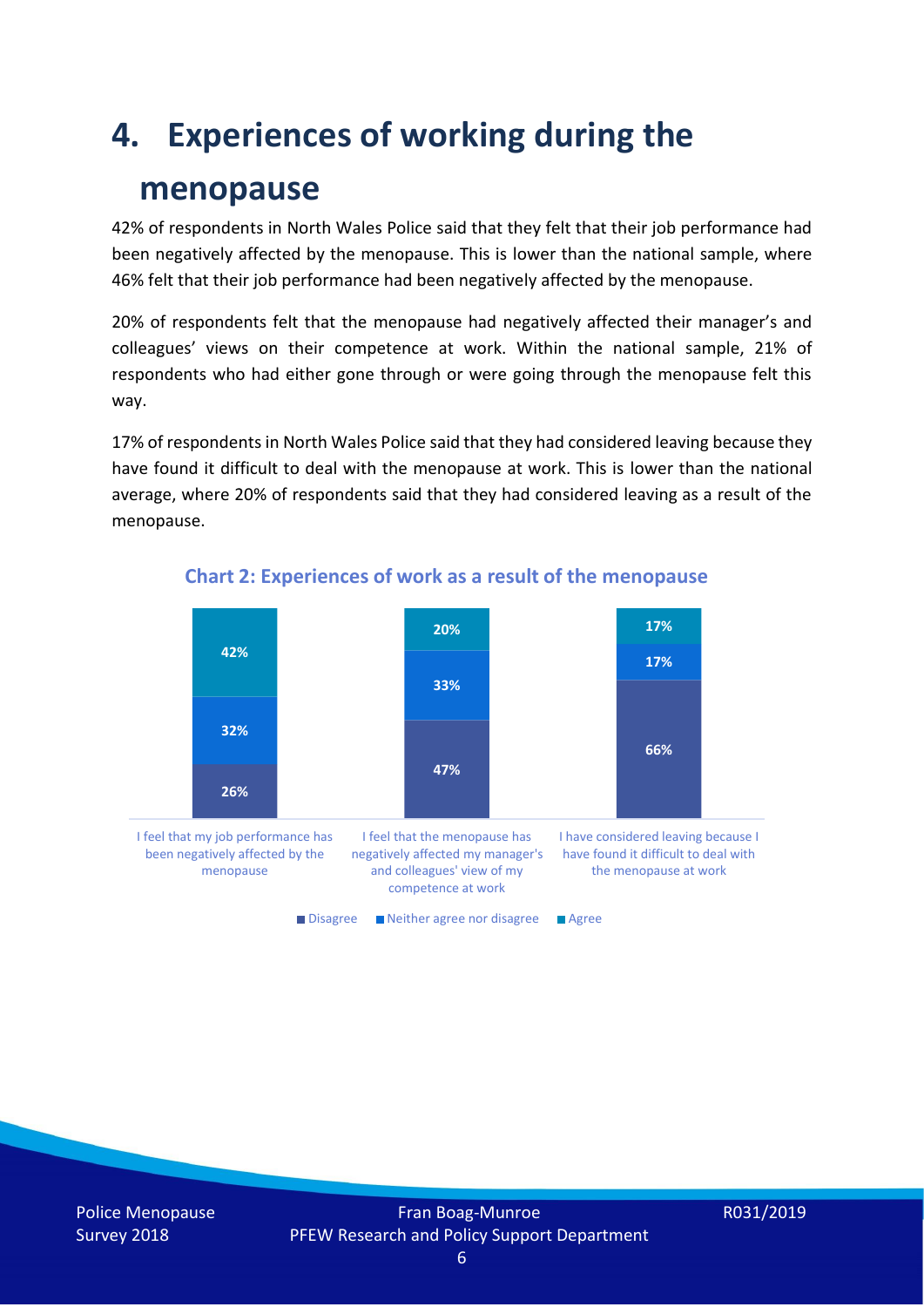# 4. Experiences of working during the menopause

42% of respondents in North Wales Police said that they felt that their job performance had been negatively affected by the menopause. This is lower than the national sample, where 46% felt that their job performance had been negatively affected by the menopause.

20% of respondents felt that the menopause had negatively affected their manager's and colleagues' views on their competence at work. Within the national sample, 21% of respondents who had either gone through or were going through the menopause felt this way.

17% of respondents in North Wales Police said that they had considered leaving because they have found it difficult to deal with the menopause at work. This is lower than the national average, where 20% of respondents said that they had considered leaving as a result of the menopause.

**Chart 2: Experiences of work as a result of the menopause**

| | Disagree | Neither agree nor disagree | Agree |
|---|---|---|---|
| I feel that my job performance has been negatively affected by the menopause | 26% | 32% | 42% |
| I feel that the menopause has negatively affected my manager's and colleagues' view of my competence at work | 47% | 33% | 20% |
| I have considered leaving because I have found it difficult to deal with the menopause at work | 66% | 17% | 17% |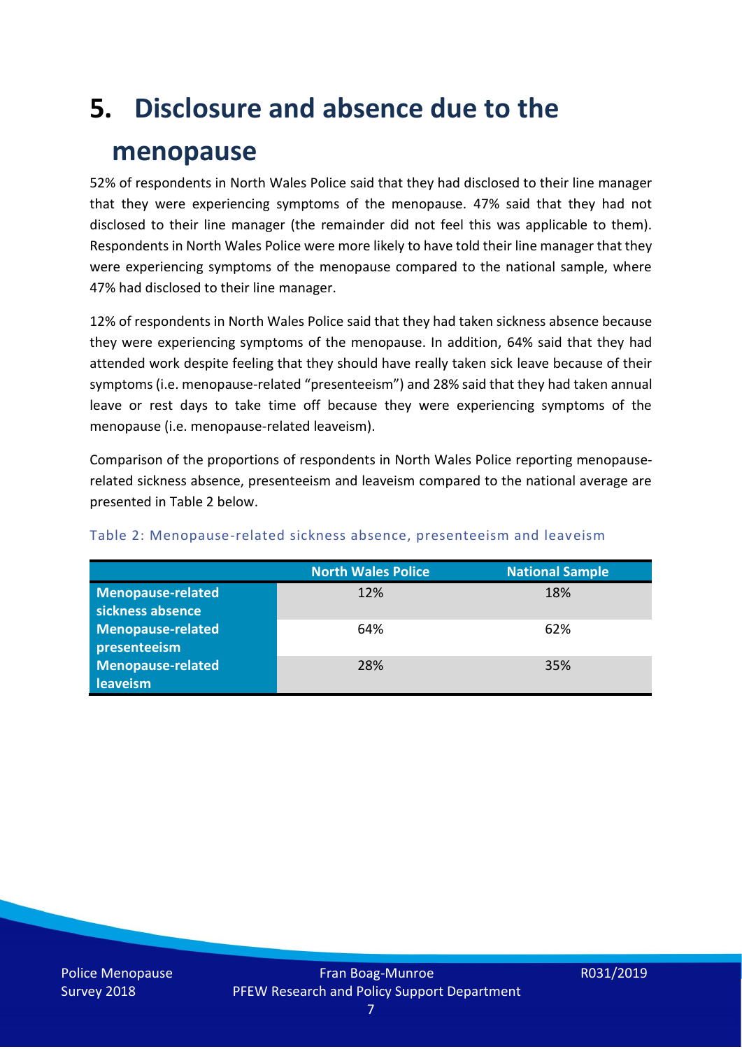# 5. Disclosure and absence due to the menopause

52% of respondents in North Wales Police said that they had disclosed to their line manager that they were experiencing symptoms of the menopause. 47% said that they had not disclosed to their line manager (the remainder did not feel this was applicable to them). Respondents in North Wales Police were more likely to have told their line manager that they were experiencing symptoms of the menopause compared to the national sample, where 47% had disclosed to their line manager.

12% of respondents in North Wales Police said that they had taken sickness absence because they were experiencing symptoms of the menopause. In addition, 64% said that they had attended work despite feeling that they should have really taken sick leave because of their symptoms (i.e. menopause-related "presenteeism") and 28% said that they had taken annual leave or rest days to take time off because they were experiencing symptoms of the menopause (i.e. menopause-related leaveism).

Comparison of the proportions of respondents in North Wales Police reporting menopause-related sickness absence, presenteeism and leaveism compared to the national average are presented in Table 2 below.

Table 2: Menopause-related sickness absence, presenteeism and leaveism

| | North Wales Police | National Sample |
|---|---|---|
| **Menopause-related sickness absence** | 12% | 18% |
| **Menopause-related presenteeism** | 64% | 62% |
| **Menopause-related leaveism** | 28% | 35% |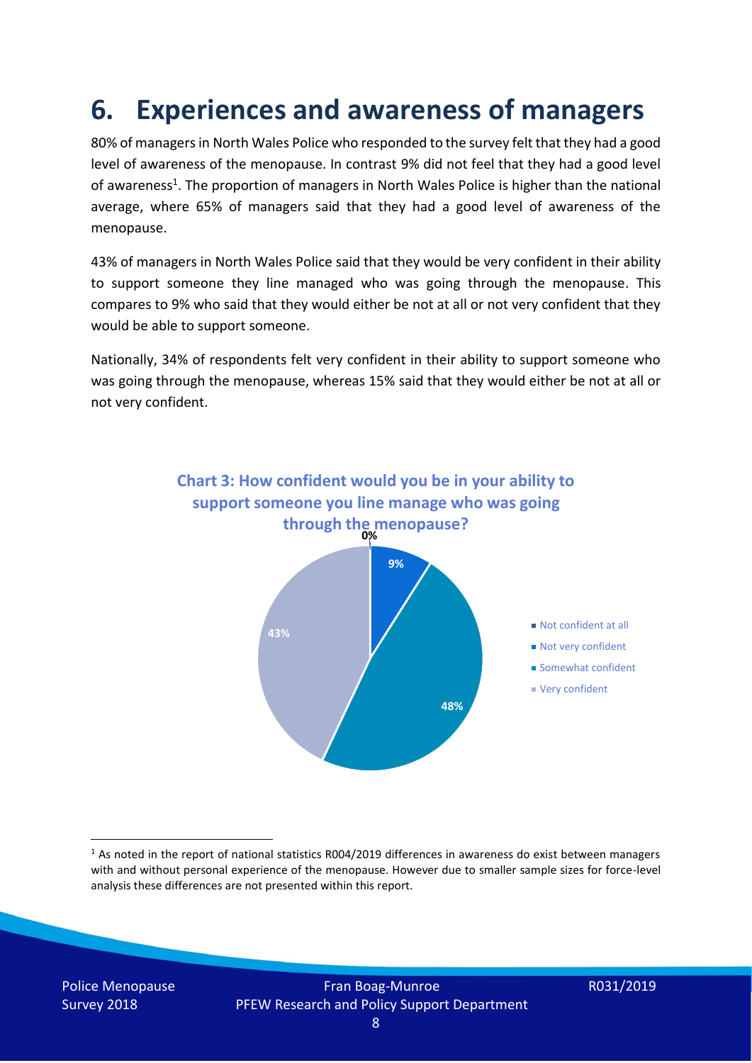# 6. Experiences and awareness of managers

80% of managers in North Wales Police who responded to the survey felt that they had a good level of awareness of the menopause. In contrast 9% did not feel that they had a good level of awareness[1]. The proportion of managers in North Wales Police is higher than the national average, where 65% of managers said that they had a good level of awareness of the menopause.

43% of managers in North Wales Police said that they would be very confident in their ability to support someone they line managed who was going through the menopause. This compares to 9% who said that they would either be not at all or not very confident that they would be able to support someone.

Nationally, 34% of respondents felt very confident in their ability to support someone who was going through the menopause, whereas 15% said that they would either be not at all or not very confident.

**Chart 3: How confident would you be in your ability to support someone you line manage who was going through the menopause?**

0%
9%
48%
43%

Not confident at all
Not very confident
Somewhat confident
Very confident

[1] As noted in the report of national statistics R004/2019 differences in awareness do exist between managers with and without personal experience of the menopause. However due to smaller sample sizes for force-level analysis these differences are not presented within this report.